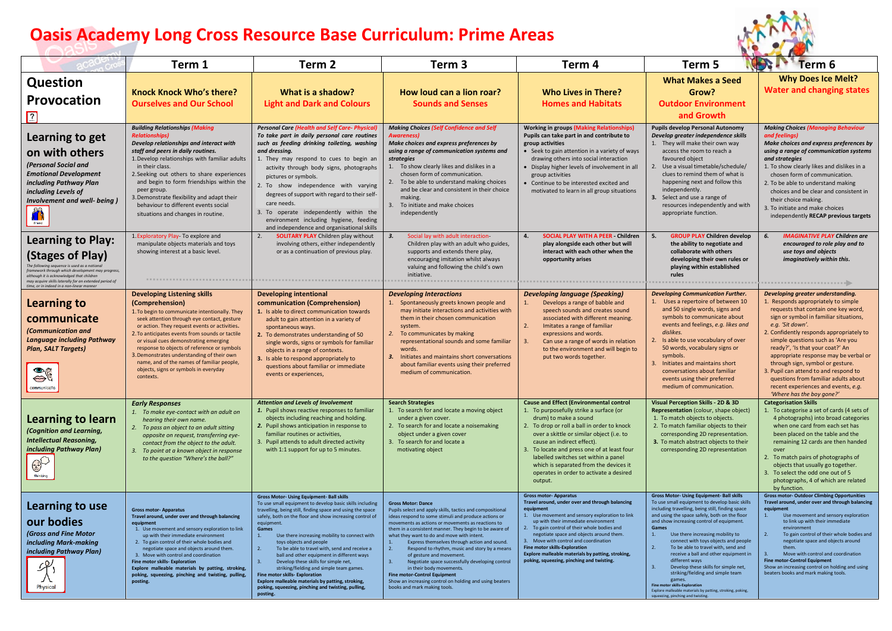# Oasis Academy Long Cross Resource Base Curriculum: Prime Areas

| | Term 1 | Term 2 | Term 3 | Term 4 | Term 5 | Term 6 |
|---|---|---|---|---|---|---|
| **Question Provocation** | **Knock Knock Who's there?** **Ourselves and Our School** | **What is a shadow?** **Light and Dark and Colours** | **How loud can a lion roar?** **Sounds and Senses** | **Who Lives in There?** **Homes and Habitats** | **What Makes a Seed Grow?** **Outdoor Environment and Growth** | **Why Does Ice Melt?** **Water and changing states** |
| **Learning to get on with others** *(Personal Social and Emotional Development including Pathway Plan including Levels of Involvement and well- being )* | ***Building Relationships (Making Relationships)*** ***Develop relationships and interact with staff and peers in daily routines.*** 1. Develop relationships with familiar adults in their class. 2. Seeking out others to share experiences and begin to form friendships within the peer group. 3. Demonstrate flexibility and adapt their behaviour to different events social situations and changes in routine. | ***Personal Care (Health and Self Care- Physical)*** ***To take part in daily personal care routines such as feeding drinking toileting, washing and dressing.*** 1. They may respond to cues to begin an activity through body signs, photographs pictures or symbols. 2. To show independence with varying degrees of support with regard to their self-care needs. 3. To operate independently within the environment including hygiene, feeding and independence and organisational skills | ***Making Choices (Self Confidence and Self Awareness)*** ***Make choices and express preferences by using a range of communication systems and strategies*** 1. To show clearly likes and dislikes in a chosen form of communication. 2. To be able to understand making choices and be clear and consistent in their choice making. 3. To initiate and make choices independently | **Working in groups (Making Relationships)** **Pupils can take part in and contribute to group activities** • Seek to gain attention in a variety of ways drawing others into social interaction • Display higher levels of involvement in all group activities • Continue to be interested excited and motivated to learn in all group situations | **Pupils develop Personal Autonomy** ***Develop greater independence skills*** 1. They will make their own way access the room to reach a favoured object 2. Use a visual timetable/schedule/ clues to remind them of what is happening next and follow this independently. 3. Select and use a range of resources independently and with appropriate function. | ***Making Choices (Managing Behaviour and feelings)*** ***Make choices and express preferences by using a range of communication systems and strategies*** 1. To show clearly likes and dislikes in a chosen form of communication. 2. To be able to understand making choices and be clear and consistent in their choice making. 3. To initiate and make choices independently **RECAP previous targets** |
| **Learning to Play: (Stages of Play)** *The following sequence is used as a national framework through which development may progress, although it is acknowledged that children may acquire skills laterally for an extended period of time, or in indeed in a non-linear manner* | 1. Exploratory Play- To explore and manipulate objects materials and toys showing interest at a basic level. | 2. **SOLITARY PLAY** Children play without involving others, either independently or as a continuation of previous play. | ***3.*** Social lay with adult interaction- Children play with an adult who guides, supports and extends there play, encouraging imitation whilst always valuing and following the child's own initiative. | **4. SOCIAL PLAY WITH A PEER - Children play alongside each other but will interact with each other when the opportunity arises** | **5. GROUP PLAY Children develop the ability to negotiate and collaborate with others developing their own rules or playing within established rules** | ***6. IMAGINATIVE PLAY Children are encouraged to role play and to use toys and objects imaginatively within this.*** |
| **Learning to communicate** ***(Communication and Language including Pathway Plan, SALT Targets)*** | **Developing Listening skills (Comprehension)** 1. To begin to communicate intentionally. They seek attention through eye contact, gesture or action. They request events or activities. 2. To anticipates events from sounds or tactile or visual cues demonstrating emerging response to objects of reference or symbols 3. Demonstrates understanding of their own name, and of the names of familiar people, objects, signs or symbols in everyday contexts. | **Developing intentional communication (Comprehension)** **1.** Is able to direct communication towards adult to gain attention in a variety of spontaneous ways. **2.** To demonstrates understanding of 50 single words, signs or symbols for familiar objects in a range of contexts. **3.** Is able to respond appropriately to questions about familiar or immediate events or experiences, | ***Developing Interactions*** 1. Spontaneously greets known people and may initiate interactions and activities with them in their chosen communication system. *2.* To communicates by making representational sounds and some familiar words. ***3.*** Initiates and maintains short conversations about familiar events using their preferred medium of communication. | ***Developing language (Speaking)*** 1. Develops a range of babble and speech sounds and creates sound associated with different meaning. 2. Imitates a range of familiar expressions and words. 3. Can use a range of words in relation to the environment and will begin to put two words together. | ***Developing Communication Further.*** 1. Uses a repertoire of between 10 and 50 single words, signs and symbols to communicate about events and feelings, *e.g. likes and dislikes.* 2. Is able to use vocabulary of over 50 words, vocabulary signs or symbols. 3. Initiates and maintains short conversations about familiar events using their preferred medium of communication. | ***Developing greater understanding.*** 1. Responds appropriately to simple requests that contain one key word, sign or symbol in familiar situations, *e.g. 'Sit down'.* 2. Confidently responds appropriately to simple questions such as 'Are you ready?', 'Is that your coat?' An appropriate response may be verbal or through sign, symbol or gesture. 3. Pupil can attend to and respond to questions from familiar adults about recent experiences and events, *e.g. 'Where has the boy gone?'* |
| **Learning to learn** ***(Cognition and Learning, Intellectual Reasoning, including Pathway Plan)*** | ***Early Responses*** *1. To make eye-contact with an adult on hearing their own name.* *2. To pass an object to an adult sitting opposite on request, transferring eye-contact from the object to the adult.* *3. To point at a known object in response to the question "Where's the ball?"* | ***Attention and Levels of Involvement*** ***1.*** Pupil shows reactive responses to familiar objects including reaching and holding. ***2.*** Pupil shows anticipation in response to familiar routines or activities, 3. Pupil attends to adult directed activity with 1:1 support for up to 5 minutes. | **Search Strategies** 1. To search for and locate a moving object under a given cover. 2. To search for and locate a noisemaking object under a given cover 3. To search for and locate a motivating object | **Cause and Effect (Environmental control** 1. To purposefully strike a surface (or drum) to make a sound 2. To drop or roll a ball in order to knock over a skittle or similar object (i.e. to cause an indirect effect). 3. To locate and press one of at least four labelled switches set within a panel which is separated from the devices it operates in order to activate a desired output. | **Visual Perception Skills - 2D & 3D Representation** (colour, shape object) 1. To match objects to objects. 2. To match familiar objects to their corresponding 2D representation. **3.** To match abstract objects to their corresponding 2D representation | **Categorisation Skills** 1. To categorise a set of cards (4 sets of 4 photographs) into broad categories when one card from each set has been placed on the table and the remaining 12 cards are then handed over 2. To match pairs of photographs of objects that usually go together. 3. To select the odd one out of 5 photographs, 4 of which are related by function. |
| **Learning to use our bodies** ***(Gross and Fine Motor including Mark-making including Pathway Plan)*** | **Gross motor- Apparatus** **Travel around, under over and through balancing equipment** 1. Use movement and sensory exploration to link up with their immediate environment 2. To gain control of their whole bodies and negotiate space and objects around them. 3. Move with control and coordination **Fine motor skills- Exploration** **Explore malleable materials by patting, stroking, poking, squeezing, pinching and twisting, pulling, posting.** | **Gross Motor- Using Equipment- Ball skills** To use small equipment to develop basic skills including travelling, being still, finding space and using the space safely, both on the floor and show increasing control of equipment. **Games** 1. Use there increasing mobility to connect with toys objects and people 2. To be able to travel with, send and receive a ball and other equipment in different ways 3. Develop these skills for simple net, striking/fielding and simple team games. **Fine motor skills- Exploration** **Explore malleable materials by patting, stroking, poking, squeezing, pinching and twisting, pulling, posting.** | **Gross Motor: Dance** Pupils select and apply skills, tactics and compositional ideas respond to some stimuli and produce actions or movements as actions or movements as reactions to them in a consistent manner. They begin to be aware of what they want to do and move with intent. 1. Express themselves through action and sound. 2. Respond to rhythm, music and story by a means of gesture and movement. 3. Negotiate space successfully developing control in their body movements. **Fine motor-Control Equipment** Show an increasing control on holding and using beaters books and mark making tools. | **Gross motor- Apparatus** **Travel around, under over and through balancing equipment** 1. Use movement and sensory exploration to link up with their immediate environment 2. To gain control of their whole bodies and negotiate space and objects around them. 3. Move with control and coordination **Fine motor skills-Exploration** **Explore malleable materials by patting, stroking, poking, squeezing, pinching and twisting.** | **Gross Motor- Using Equipment- Ball skills** To use small equipment to develop basic skills including travelling, being still, finding space and using the space safely, both on the floor and show increasing control of equipment. **Games** 1. Use there increasing mobility to connect with toys objects and people 2. To be able to travel with, send and receive a ball and other equipment in different ways 3. Develop these skills for simple net, striking/fielding and simple team games. **Fine motor skills-Exploration** Explore malleable materials by patting, stroking, poking, squeezing, pinching and twisting. | **Gross motor- Outdoor Climbing Opportunities** **Travel around, under over and through balancing equipment** 1. Use movement and sensory exploration to link up with their immediate environment 2. To gain control of their whole bodies and negotiate space and objects around them. 3. Move with control and coordination **Fine motor-Control Equipment** Show an increasing control on holding and using beaters books and mark making tools. |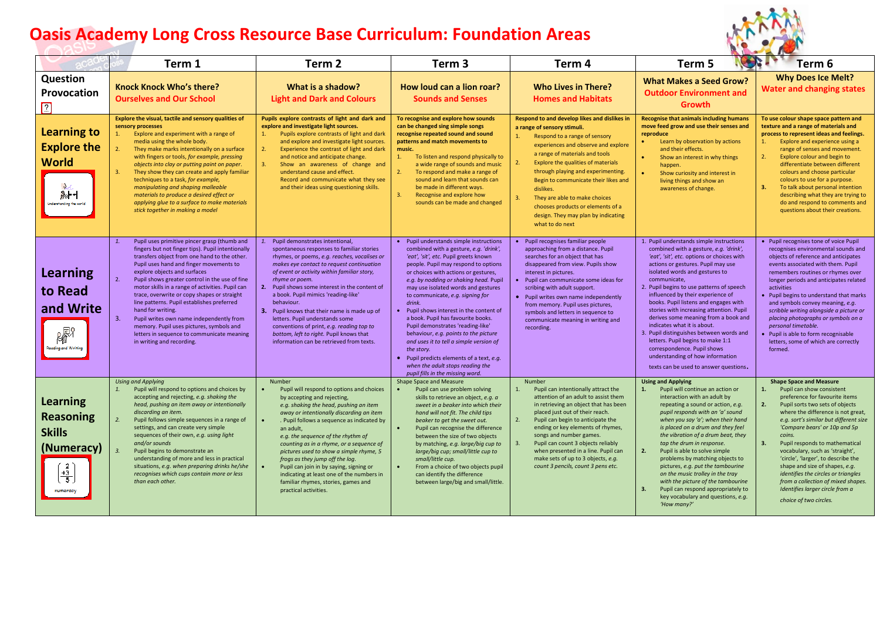# Oasis Academy Long Cross Resource Base Curriculum: Foundation Areas

| | Term 1 | Term 2 | Term 3 | Term 4 | Term 5 | Term 6 |
|---|---|---|---|---|---|---|
| **Question Provocation** | **Knock Knock Who's there?** **Ourselves and Our School** | **What is a shadow?** **Light and Dark and Colours** | **How loud can a lion roar?** **Sounds and Senses** | **Who Lives in There?** **Homes and Habitats** | **What Makes a Seed Grow?** **Outdoor Environment and Growth** | **Why Does Ice Melt?** **Water and changing states** |
| **Learning to Explore the World** | **Explore the visual, tactile and sensory qualities of sensory processes** 1. Explore and experiment with a range of media using the whole body. 2. Make marks intentionally on a surface with fingers or tools, *for example, pressing objects into clay or putting paint on paper.* 3. They show they can create and apply familiar techniques to a task, *for example, manipulating and shaping malleable materials to produce a desired effect or applying glue to a surface to make materials stick together in making a model* | **Pupils explore contrasts of light and dark and explore and investigate light sources.** 1. Pupils explore contrasts of light and dark and explore and investigate light sources. 2. Experience the contrast of light and dark and notice and anticipate change. 3. Show an awareness of change and understand cause and effect. Record and communicate what they see and their ideas using questioning skills. | **To recognise and explore how sounds can be changed sing simple songs recognise repeated sound and sound patterns and match movements to music.** 1. To listen and respond physically to a wide range of sounds and music 2. To respond and make a range of sound and learn that sounds can be made in different ways. 3. Recognise and explore how sounds can be made and changed | **Respond to and develop likes and dislikes in a range of sensory stimuli.** 1. Respond to a range of sensory experiences and observe and explore a range of materials and tools 2. Explore the qualities of materials through playing and experimenting. Begin to communicate their likes and dislikes. 3. They are able to make choices chooses products or elements of a design. They may plan by indicating what to do next | **Recognise that animals including humans move feed grow and use their senses and reproduce** • Learn by observation by actions and their effects. • Show an interest in why things happen. • Show curiosity and interest in living things and show an awareness of change. | **To use colour shape space pattern and texture and a range of materials and process to represent ideas and feelings.** 1. Explore and experience using a range of senses and movement. 2. Explore colour and begin to differentiate between different colours and choose particular colours to use for a purpose. 3. To talk about personal intention describing what they are trying to do and respond to comments and questions about their creations. |
| **Learning to Read and Write** | 1. Pupil uses primitive pincer grasp (thumb and fingers but not finger tips). Pupil intentionally transfers object from one hand to the other. Pupil uses hand and finger movements to explore objects and surfaces 2. Pupil shows greater control in the use of fine motor skills in a range of activities. Pupil can trace, overwrite or copy shapes or straight line patterns. Pupil establishes preferred hand for writing. 3. Pupil writes own name independently from memory. Pupil uses pictures, symbols and letters in sequence to communicate meaning in writing and recording. | 1. Pupil demonstrates intentional, spontaneous responses to familiar stories rhymes, or poems, *e.g. reaches, vocalises or makes eye contact to request continuation of event or activity within familiar story, rhyme or poem.* 2. Pupil shows some interest in the content of a book. Pupil mimics 'reading-like' behaviour. 3. Pupil knows that their name is made up of letters. Pupil understands some conventions of print, *e.g. reading top to bottom, left to right.* Pupil knows that information can be retrieved from texts. | • Pupil understands simple instructions combined with a gesture, *e.g. 'drink', 'eat', 'sit', etc.* Pupil greets known people. Pupil may respond to options or choices with actions or gestures, *e.g. by nodding or shaking head.* Pupil may use isolated words and gestures to communicate, *e.g. signing for drink.* • Pupil shows interest in the content of a book. Pupil has favourite books. Pupil demonstrates 'reading-like' behaviour, *e.g. points to the picture and uses it to tell a simple version of the story.* • Pupil predicts elements of a text, *e.g. when the adult stops reading the pupil fills in the missing word.* | • Pupil recognises familiar people approaching from a distance. Pupil searches for an object that has disappeared from view. Pupils show interest in pictures. • Pupil can communicate some ideas for scribing with adult support. • Pupil writes own name independently from memory. Pupil uses pictures, symbols and letters in sequence to communicate meaning in writing and recording. | 1. Pupil understands simple instructions combined with a gesture, *e.g. 'drink', 'eat', 'sit', etc.* options or choices with actions or gestures. Pupil may use isolated words and gestures to communicate, 2. Pupil begins to use patterns of speech influenced by their experience of books. Pupil listens and engages with stories with increasing attention. Pupil derives some meaning from a book and indicates what it is about. 3. Pupil distinguishes between words and letters. Pupil begins to make 1:1 correspondence. Pupil shows understanding of how information texts can be used to answer questions. | • Pupil recognises tone of voice Pupil recognises environmental sounds and objects of reference and anticipates events associated with them. Pupil remembers routines or rhymes over longer periods and anticipated related activities • Pupil begins to understand that marks and symbols convey meaning, *e.g. scribble writing alongside a picture or placing photographs or symbols on a personal timetable.* • Pupil is able to form recognisable letters, some of which are correctly formed. |
| **Learning Reasoning Skills (Numeracy)** | *Using and Applying* 1. Pupil will respond to options and choices by accepting and rejecting, *e.g. shaking the head, pushing an item away or intentionally discarding an item.* 2. Pupil follows simple sequences in a range of settings, and can create very simple sequences of their own, *e.g. using light and/or sounds* 3. Pupil begins to demonstrate an understanding of more and less in practical situations, *e.g. when preparing drinks he/she recognises which cups contain more or less than each other.* | Number • Pupil will respond to options and choices by accepting and rejecting, *e.g. shaking the head, pushing an item away or intentionally discarding an item* . Pupil follows a sequence as indicated by an adult, *e.g. the sequence of the rhythm of counting as in a rhyme, or a sequence of pictures used to show a simple rhyme, 5 frogs as they jump off the log.* • Pupil can join in by saying, signing or indicating at least one of the numbers in familiar rhymes, stories, games and practical activities. | Shape Space and Measure • Pupil can use problem solving skills to retrieve an object, *e.g. a sweet in a beaker into which their hand will not fit. The child tips beaker to get the sweet out.* • Pupil can recognise the difference between the size of two objects by matching, *e.g. large/big cup to large/big cup; small/little cup to small/little cup.* • From a choice of two objects pupil can identify the difference between large/big and small/little. | Number 1. Pupil can intentionally attract the attention of an adult to assist them in retrieving an object that has been placed just out of their reach. 2. Pupil can begin to anticipate the ending or key elements of rhymes, songs and number games. 3. Pupil can count 3 objects reliably when presented in a line. Pupil can make sets of up to 3 objects, *e.g. count 3 pencils, count 3 pens etc.* | **Using and Applying** 1. Pupil will continue an action or interaction with an adult by repeating a sound or action, *e.g. pupil responds with an 'a' sound when you say 'a'; when their hand is placed on a drum and they feel the vibration of a drum beat, they tap the drum in response.* 2. Pupil is able to solve simple problems by matching objects to pictures, *e.g. put the tambourine on the music trolley in the tray with the picture of the tambourine* 3. Pupil can respond appropriately to key vocabulary and questions, *e.g. 'How many?'* | **Shape Space and Measure** 1. Pupil can show consistent preference for favourite items 2. Pupil sorts two sets of objects where the difference is not great, *e.g. sort's similar but different size 'Compare bears' or 10p and 5p coins.* 3. Pupil responds to mathematical vocabulary, such as 'straight', 'circle', 'larger', to describe the shape and size of shapes, *e.g. identifies the circles or triangles from a collection of mixed shapes. Identifies larger circle from a choice of two circles.* |